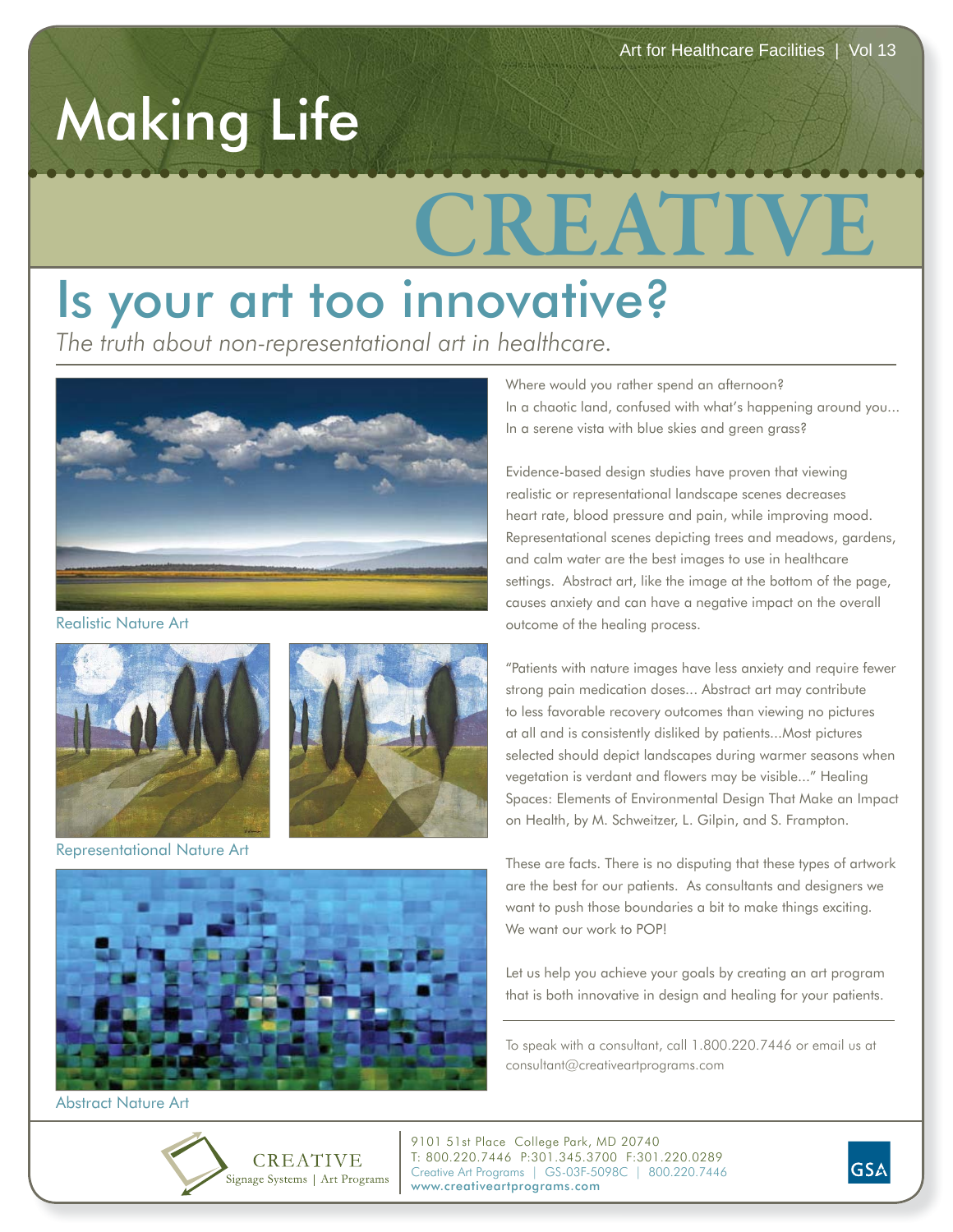Art for Healthcare Facilities | Vol 13

# Making Life CREATIVE

## Is your art too innovative?

*The truth about non-representational art in healthcare.*

Realistic Nature Art

Representational Nature Art

Abstract Nature Art

Where would you rather spend an afternoon?
In a chaotic land, confused with what's happening around you...
In a serene vista with blue skies and green grass?

Evidence-based design studies have proven that viewing realistic or representational landscape scenes decreases heart rate, blood pressure and pain, while improving mood. Representational scenes depicting trees and meadows, gardens, and calm water are the best images to use in healthcare settings. Abstract art, like the image at the bottom of the page, causes anxiety and can have a negative impact on the overall outcome of the healing process.

"Patients with nature images have less anxiety and require fewer strong pain medication doses... Abstract art may contribute to less favorable recovery outcomes than viewing no pictures at all and is consistently disliked by patients...Most pictures selected should depict landscapes during warmer seasons when vegetation is verdant and flowers may be visible..." Healing Spaces: Elements of Environmental Design That Make an Impact on Health, by M. Schweitzer, L. Gilpin, and S. Frampton.

These are facts. There is no disputing that these types of artwork are the best for our patients. As consultants and designers we want to push those boundaries a bit to make things exciting. We want our work to POP!

Let us help you achieve your goals by creating an art program that is both innovative in design and healing for your patients.

To speak with a consultant, call 1.800.220.7446 or email us at consultant@creativeartprograms.com

CREATIVE
Signage Systems | Art Programs

9101 51st Place College Park, MD 20740
T: 800.220.7446 P:301.345.3700 F:301.220.0289
Creative Art Programs | GS-03F-5098C | 800.220.7446
www.creativeartprograms.com

GSA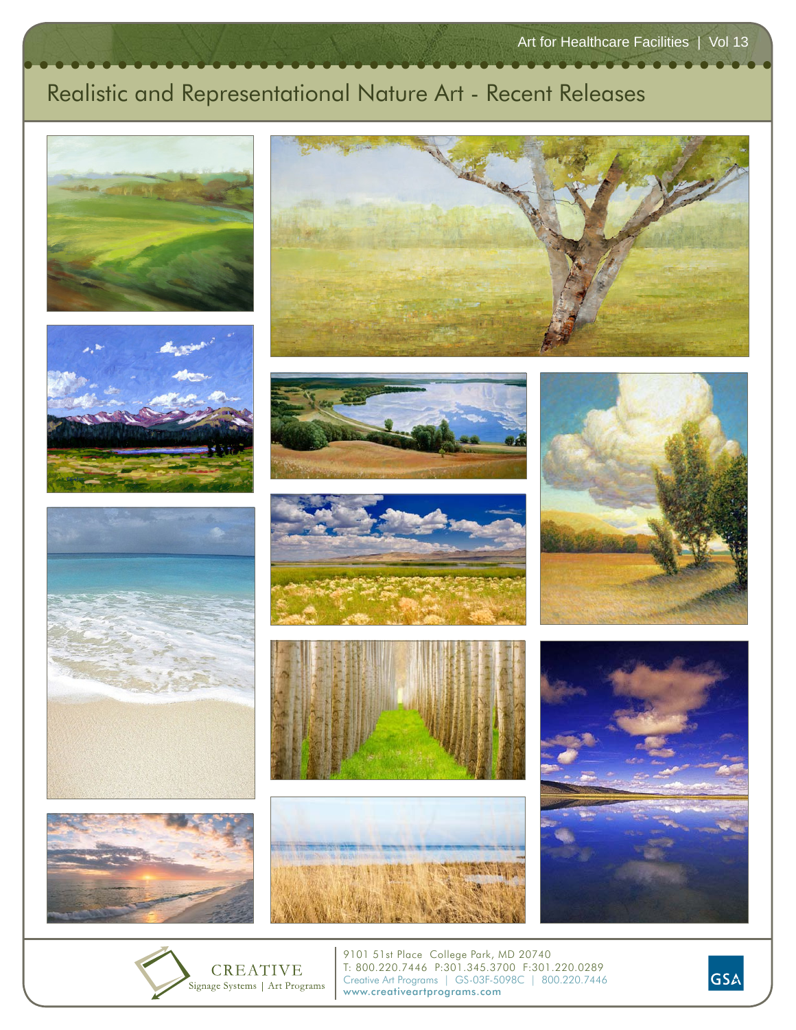# Realistic and Representational Nature Art - Recent Releases

CREATIVE
Signage Systems | Art Programs

9101 51st Place College Park, MD 20740
T: 800.220.7446 P:301.345.3700 F:301.220.0289
Creative Art Programs | GS-03F-5098C | 800.220.7446
www.creativeartprograms.com

GSA